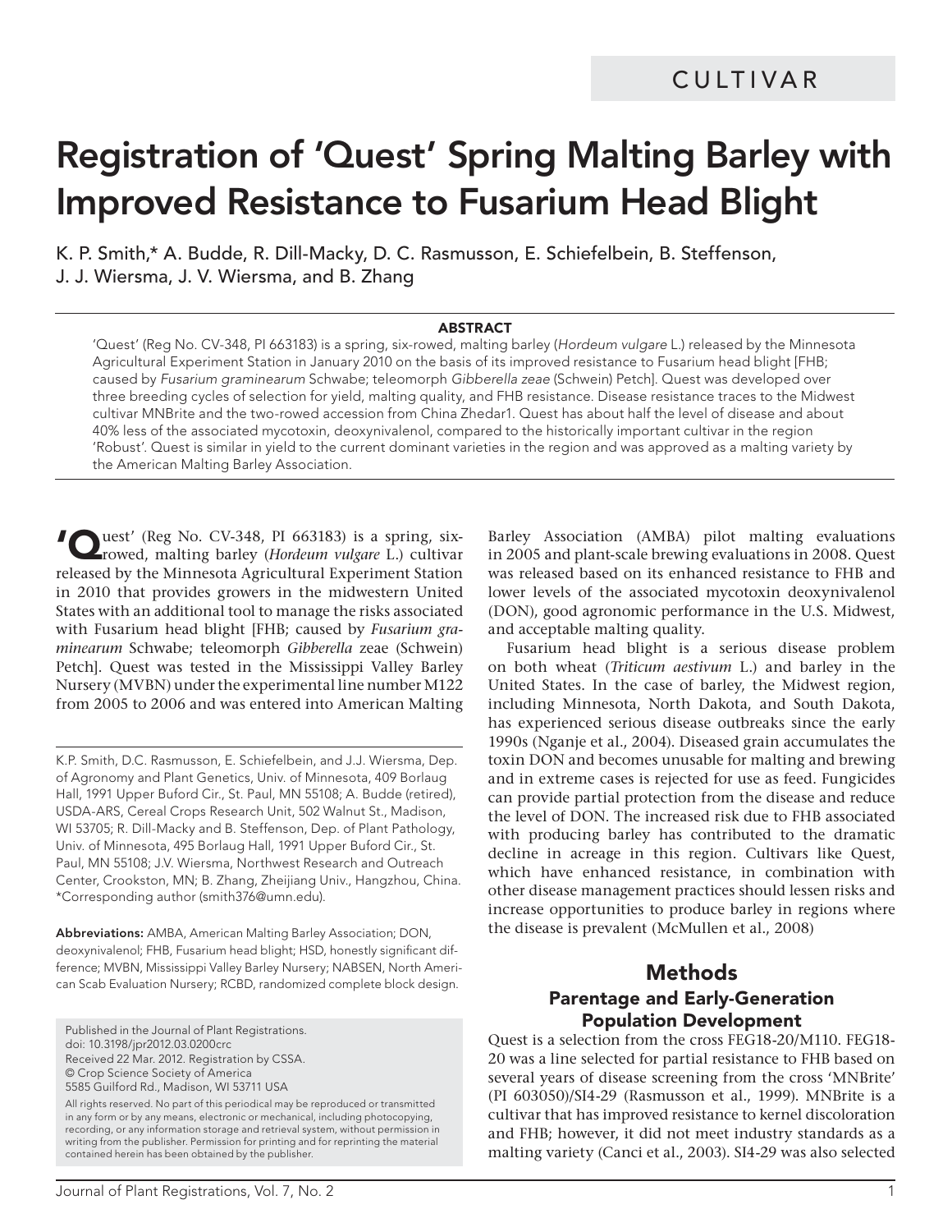CULTIVAR

# Registration of 'Quest' Spring Malting Barley with Improved Resistance to Fusarium Head Blight

K. P. Smith,* A. Budde, R. Dill-Macky, D. C. Rasmusson, E. Schiefelbein, B. Steffenson, J. J. Wiersma, J. V. Wiersma, and B. Zhang

## ABSTRACT

'Quest' (Reg No. CV-348, PI 663183) is a spring, six-rowed, malting barley (*Hordeum vulgare* L.) released by the Minnesota Agricultural Experiment Station in January 2010 on the basis of its improved resistance to Fusarium head blight [FHB; caused by *Fusarium graminearum* Schwabe; teleomorph *Gibberella zeae* (Schwein) Petch]. Quest was developed over three breeding cycles of selection for yield, malting quality, and FHB resistance. Disease resistance traces to the Midwest cultivar MNBrite and the two-rowed accession from China Zhedar1. Quest has about half the level of disease and about 40% less of the associated mycotoxin, deoxynivalenol, compared to the historically important cultivar in the region 'Robust'. Quest is similar in yield to the current dominant varieties in the region and was approved as a malting variety by the American Malting Barley Association.

'Quest' (Reg No. CV-348, PI 663183) is a spring, six-rowed, malting barley (*Hordeum vulgare* L.) cultivar released by the Minnesota Agricultural Experiment Station in 2010 that provides growers in the midwestern United States with an additional tool to manage the risks associated with Fusarium head blight [FHB; caused by *Fusarium graminearum* Schwabe; teleomorph *Gibberella* zeae (Schwein) Petch]. Quest was tested in the Mississippi Valley Barley Nursery (MVBN) under the experimental line number M122 from 2005 to 2006 and was entered into American Malting Barley Association (AMBA) pilot malting evaluations in 2005 and plant-scale brewing evaluations in 2008. Quest was released based on its enhanced resistance to FHB and lower levels of the associated mycotoxin deoxynivalenol (DON), good agronomic performance in the U.S. Midwest, and acceptable malting quality.

Fusarium head blight is a serious disease problem on both wheat (*Triticum aestivum* L.) and barley in the United States. In the case of barley, the Midwest region, including Minnesota, North Dakota, and South Dakota, has experienced serious disease outbreaks since the early 1990s (Nganje et al., 2004). Diseased grain accumulates the toxin DON and becomes unusable for malting and brewing and in extreme cases is rejected for use as feed. Fungicides can provide partial protection from the disease and reduce the level of DON. The increased risk due to FHB associated with producing barley has contributed to the dramatic decline in acreage in this region. Cultivars like Quest, which have enhanced resistance, in combination with other disease management practices should lessen risks and increase opportunities to produce barley in regions where the disease is prevalent (McMullen et al., 2008)

K.P. Smith, D.C. Rasmusson, E. Schiefelbein, and J.J. Wiersma, Dep. of Agronomy and Plant Genetics, Univ. of Minnesota, 409 Borlaug Hall, 1991 Upper Buford Cir., St. Paul, MN 55108; A. Budde (retired), USDA-ARS, Cereal Crops Research Unit, 502 Walnut St., Madison, WI 53705; R. Dill-Macky and B. Steffenson, Dep. of Plant Pathology, Univ. of Minnesota, 495 Borlaug Hall, 1991 Upper Buford Cir., St. Paul, MN 55108; J.V. Wiersma, Northwest Research and Outreach Center, Crookston, MN; B. Zhang, Zheijiang Univ., Hangzhou, China. *Corresponding author (smith376@umn.edu).

**Abbreviations:** AMBA, American Malting Barley Association; DON, deoxynivalenol; FHB, Fusarium head blight; HSD, honestly significant difference; MVBN, Mississippi Valley Barley Nursery; NABSEN, North American Scab Evaluation Nursery; RCBD, randomized complete block design.

Published in the Journal of Plant Registrations.
doi: 10.3198/jpr2012.03.0200crc
Received 22 Mar. 2012. Registration by CSSA.
© Crop Science Society of America
5585 Guilford Rd., Madison, WI 53711 USA

All rights reserved. No part of this periodical may be reproduced or transmitted in any form or by any means, electronic or mechanical, including photocopying, recording, or any information storage and retrieval system, without permission in writing from the publisher. Permission for printing and for reprinting the material contained herein has been obtained by the publisher.

## Methods

### Parentage and Early-Generation Population Development

Quest is a selection from the cross FEG18-20/M110. FEG18-20 was a line selected for partial resistance to FHB based on several years of disease screening from the cross 'MNBrite' (PI 603050)/SI4-29 (Rasmusson et al., 1999). MNBrite is a cultivar that has improved resistance to kernel discoloration and FHB; however, it did not meet industry standards as a malting variety (Canci et al., 2003). SI4-29 was also selected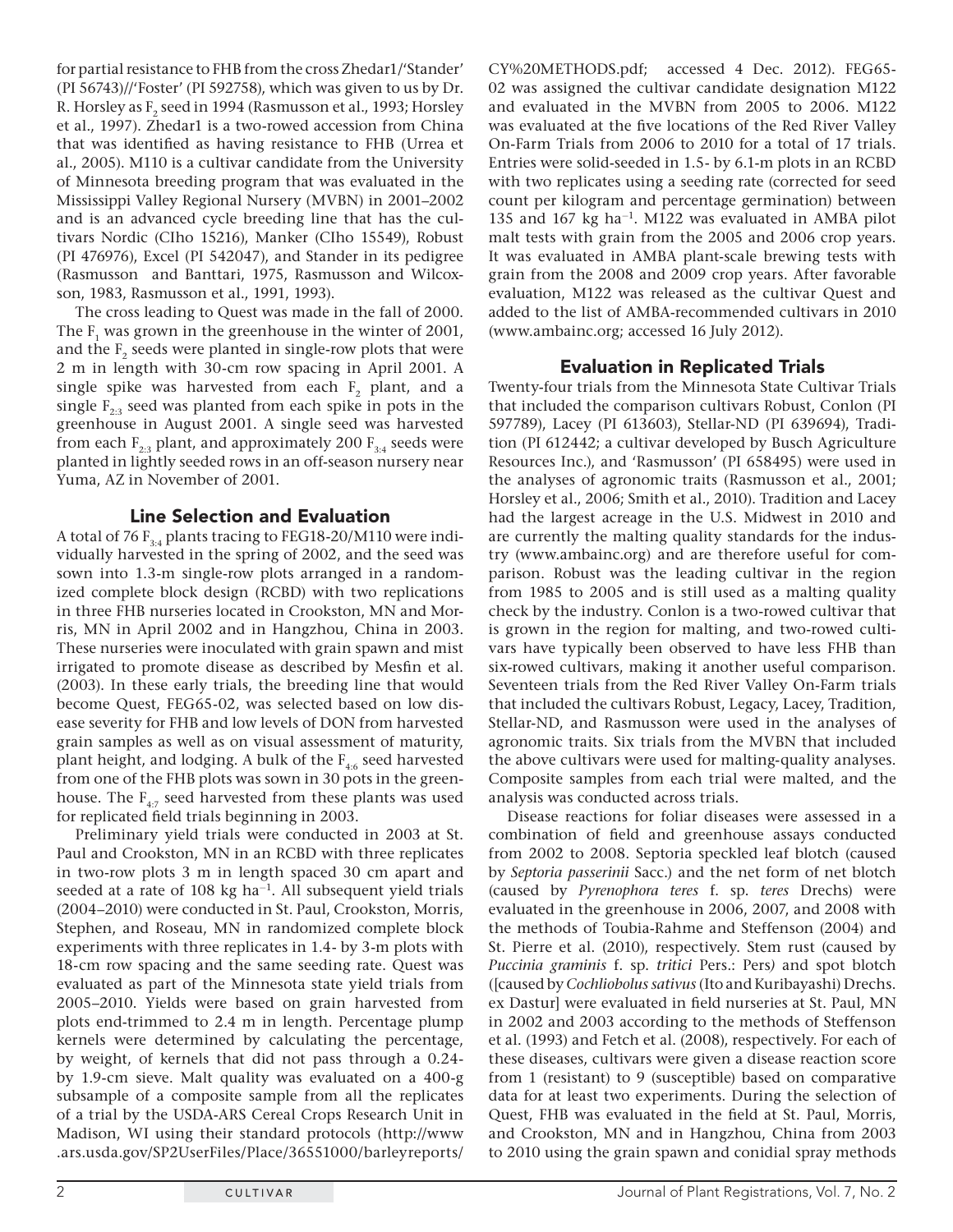for partial resistance to FHB from the cross Zhedar1/'Stander' (PI 56743)//'Foster' (PI 592758), which was given to us by Dr. R. Horsley as $F_2$ seed in 1994 (Rasmusson et al., 1993; Horsley et al., 1997). Zhedar1 is a two-rowed accession from China that was identified as having resistance to FHB (Urrea et al., 2005). M110 is a cultivar candidate from the University of Minnesota breeding program that was evaluated in the Mississippi Valley Regional Nursery (MVBN) in 2001–2002 and is an advanced cycle breeding line that has the cultivars Nordic (CIho 15216), Manker (CIho 15549), Robust (PI 476976), Excel (PI 542047), and Stander in its pedigree (Rasmusson and Banttari, 1975, Rasmusson and Wilcoxson, 1983, Rasmusson et al., 1991, 1993).

The cross leading to Quest was made in the fall of 2000. The $F_1$ was grown in the greenhouse in the winter of 2001, and the $F_2$ seeds were planted in single-row plots that were 2 m in length with 30-cm row spacing in April 2001. A single spike was harvested from each $F_2$ plant, and a single $F_{2:3}$ seed was planted from each spike in pots in the greenhouse in August 2001. A single seed was harvested from each $F_{2:3}$ plant, and approximately 200 $F_{3:4}$ seeds were planted in lightly seeded rows in an off-season nursery near Yuma, AZ in November of 2001.

## Line Selection and Evaluation

A total of 76 $F_{3:4}$ plants tracing to FEG18-20/M110 were individually harvested in the spring of 2002, and the seed was sown into 1.3-m single-row plots arranged in a randomized complete block design (RCBD) with two replications in three FHB nurseries located in Crookston, MN and Morris, MN in April 2002 and in Hangzhou, China in 2003. These nurseries were inoculated with grain spawn and mist irrigated to promote disease as described by Mesfin et al. (2003). In these early trials, the breeding line that would become Quest, FEG65-02, was selected based on low disease severity for FHB and low levels of DON from harvested grain samples as well as on visual assessment of maturity, plant height, and lodging. A bulk of the $F_{4:6}$ seed harvested from one of the FHB plots was sown in 30 pots in the greenhouse. The $F_{4:7}$ seed harvested from these plants was used for replicated field trials beginning in 2003.

Preliminary yield trials were conducted in 2003 at St. Paul and Crookston, MN in an RCBD with three replicates in two-row plots 3 m in length spaced 30 cm apart and seeded at a rate of 108 kg ha$^{-1}$. All subsequent yield trials (2004–2010) were conducted in St. Paul, Crookston, Morris, Stephen, and Roseau, MN in randomized complete block experiments with three replicates in 1.4- by 3-m plots with 18-cm row spacing and the same seeding rate. Quest was evaluated as part of the Minnesota state yield trials from 2005–2010. Yields were based on grain harvested from plots end-trimmed to 2.4 m in length. Percentage plump kernels were determined by calculating the percentage, by weight, of kernels that did not pass through a 0.24- by 1.9-cm sieve. Malt quality was evaluated on a 400-g subsample of a composite sample from all the replicates of a trial by the USDA-ARS Cereal Crops Research Unit in Madison, WI using their standard protocols (http://www.ars.usda.gov/SP2UserFiles/Place/36551000/barleyreports/CY%20METHODS.pdf; accessed 4 Dec. 2012). FEG65-02 was assigned the cultivar candidate designation M122 and evaluated in the MVBN from 2005 to 2006. M122 was evaluated at the five locations of the Red River Valley On-Farm Trials from 2006 to 2010 for a total of 17 trials. Entries were solid-seeded in 1.5- by 6.1-m plots in an RCBD with two replicates using a seeding rate (corrected for seed count per kilogram and percentage germination) between 135 and 167 kg ha$^{-1}$. M122 was evaluated in AMBA pilot malt tests with grain from the 2005 and 2006 crop years. It was evaluated in AMBA plant-scale brewing tests with grain from the 2008 and 2009 crop years. After favorable evaluation, M122 was released as the cultivar Quest and added to the list of AMBA-recommended cultivars in 2010 (www.ambainc.org; accessed 16 July 2012).

## Evaluation in Replicated Trials

Twenty-four trials from the Minnesota State Cultivar Trials that included the comparison cultivars Robust, Conlon (PI 597789), Lacey (PI 613603), Stellar-ND (PI 639694), Tradition (PI 612442; a cultivar developed by Busch Agriculture Resources Inc.), and 'Rasmusson' (PI 658495) were used in the analyses of agronomic traits (Rasmusson et al., 2001; Horsley et al., 2006; Smith et al., 2010). Tradition and Lacey had the largest acreage in the U.S. Midwest in 2010 and are currently the malting quality standards for the industry (www.ambainc.org) and are therefore useful for comparison. Robust was the leading cultivar in the region from 1985 to 2005 and is still used as a malting quality check by the industry. Conlon is a two-rowed cultivar that is grown in the region for malting, and two-rowed cultivars have typically been observed to have less FHB than six-rowed cultivars, making it another useful comparison. Seventeen trials from the Red River Valley On-Farm trials that included the cultivars Robust, Legacy, Lacey, Tradition, Stellar-ND, and Rasmusson were used in the analyses of agronomic traits. Six trials from the MVBN that included the above cultivars were used for malting-quality analyses. Composite samples from each trial were malted, and the analysis was conducted across trials.

Disease reactions for foliar diseases were assessed in a combination of field and greenhouse assays conducted from 2002 to 2008. Septoria speckled leaf blotch (caused by *Septoria passerinii* Sacc.) and the net form of net blotch (caused by *Pyrenophora teres* f. sp. *teres* Drechs) were evaluated in the greenhouse in 2006, 2007, and 2008 with the methods of Toubia-Rahme and Steffenson (2004) and St. Pierre et al. (2010), respectively. Stem rust (caused by *Puccinia graminis* f. sp. *tritici* Pers.: Pers*)* and spot blotch ([caused by *Cochliobolus sativus* (Ito and Kuribayashi) Drechs. ex Dastur] were evaluated in field nurseries at St. Paul, MN in 2002 and 2003 according to the methods of Steffenson et al. (1993) and Fetch et al. (2008), respectively. For each of these diseases, cultivars were given a disease reaction score from 1 (resistant) to 9 (susceptible) based on comparative data for at least two experiments. During the selection of Quest, FHB was evaluated in the field at St. Paul, Morris, and Crookston, MN and in Hangzhou, China from 2003 to 2010 using the grain spawn and conidial spray methods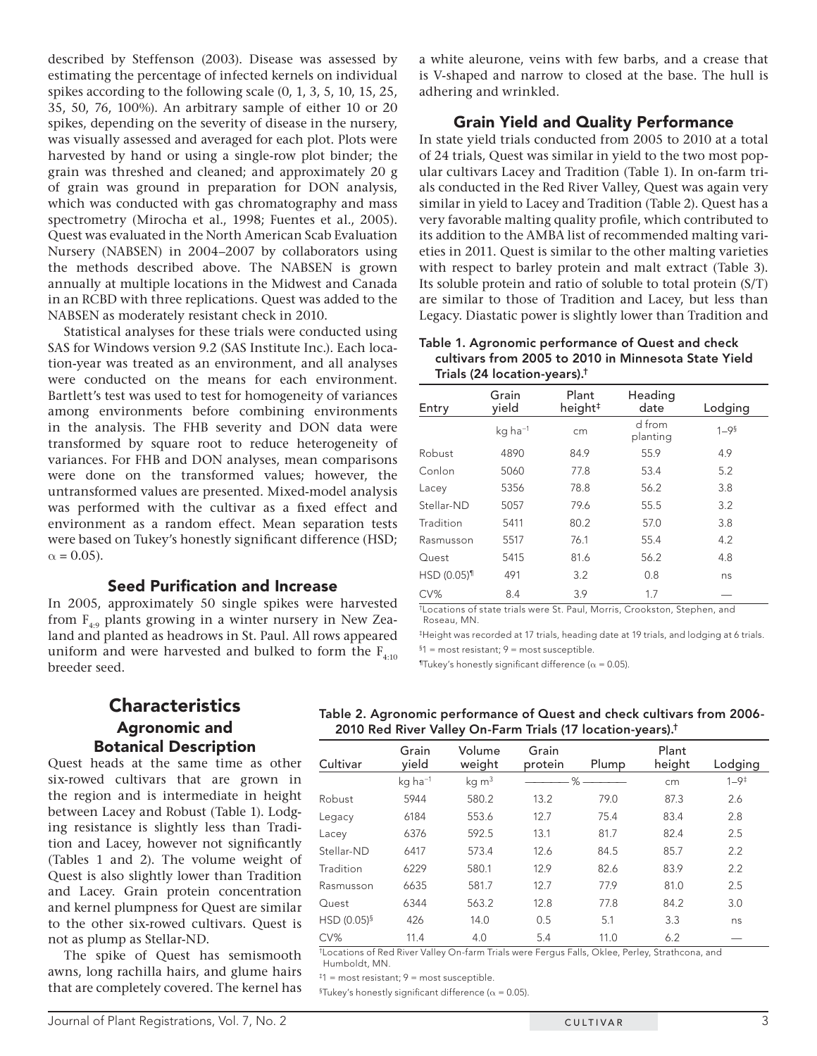described by Steffenson (2003). Disease was assessed by estimating the percentage of infected kernels on individual spikes according to the following scale (0, 1, 3, 5, 10, 15, 25, 35, 50, 76, 100%). An arbitrary sample of either 10 or 20 spikes, depending on the severity of disease in the nursery, was visually assessed and averaged for each plot. Plots were harvested by hand or using a single-row plot binder; the grain was threshed and cleaned; and approximately 20 g of grain was ground in preparation for DON analysis, which was conducted with gas chromatography and mass spectrometry (Mirocha et al., 1998; Fuentes et al., 2005). Quest was evaluated in the North American Scab Evaluation Nursery (NABSEN) in 2004–2007 by collaborators using the methods described above. The NABSEN is grown annually at multiple locations in the Midwest and Canada in an RCBD with three replications. Quest was added to the NABSEN as moderately resistant check in 2010.

Statistical analyses for these trials were conducted using SAS for Windows version 9.2 (SAS Institute Inc.). Each location-year was treated as an environment, and all analyses were conducted on the means for each environment. Bartlett's test was used to test for homogeneity of variances among environments before combining environments in the analysis. The FHB severity and DON data were transformed by square root to reduce heterogeneity of variances. For FHB and DON analyses, mean comparisons were done on the transformed values; however, the untransformed values are presented. Mixed-model analysis was performed with the cultivar as a fixed effect and environment as a random effect. Mean separation tests were based on Tukey's honestly significant difference (HSD; $\alpha = 0.05$).

### Seed Purification and Increase

In 2005, approximately 50 single spikes were harvested from $F_{4:9}$ plants growing in a winter nursery in New Zealand and planted as headrows in St. Paul. All rows appeared uniform and were harvested and bulked to form the $F_{4:10}$ breeder seed.

## Characteristics

### Agronomic and Botanical Description

Quest heads at the same time as other six-rowed cultivars that are grown in the region and is intermediate in height between Lacey and Robust (Table 1). Lodging resistance is slightly less than Tradition and Lacey, however not significantly (Tables 1 and 2). The volume weight of Quest is also slightly lower than Tradition and Lacey. Grain protein concentration and kernel plumpness for Quest are similar to the other six-rowed cultivars. Quest is not as plump as Stellar-ND.

The spike of Quest has semismooth awns, long rachilla hairs, and glume hairs that are completely covered. The kernel has a white aleurone, veins with few barbs, and a crease that is V-shaped and narrow to closed at the base. The hull is adhering and wrinkled.

### Grain Yield and Quality Performance

In state yield trials conducted from 2005 to 2010 at a total of 24 trials, Quest was similar in yield to the two most popular cultivars Lacey and Tradition (Table 1). In on-farm trials conducted in the Red River Valley, Quest was again very similar in yield to Lacey and Tradition (Table 2). Quest has a very favorable malting quality profile, which contributed to its addition to the AMBA list of recommended malting varieties in 2011. Quest is similar to the other malting varieties with respect to barley protein and malt extract (Table 3). Its soluble protein and ratio of soluble to total protein (S/T) are similar to those of Tradition and Lacey, but less than Legacy. Diastatic power is slightly lower than Tradition and

Table 1. Agronomic performance of Quest and check cultivars from 2005 to 2010 in Minnesota State Yield Trials (24 location-years).[†]

| Entry | Grain yield | Plant height[‡] | Heading date | Lodging |
|---|---|---|---|---|
| | kg ha$^{-1}$ | cm | d from planting | 1–9[§] |
| Robust | 4890 | 84.9 | 55.9 | 4.9 |
| Conlon | 5060 | 77.8 | 53.4 | 5.2 |
| Lacey | 5356 | 78.8 | 56.2 | 3.8 |
| Stellar-ND | 5057 | 79.6 | 55.5 | 3.2 |
| Tradition | 5411 | 80.2 | 57.0 | 3.8 |
| Rasmusson | 5517 | 76.1 | 55.4 | 4.2 |
| Quest | 5415 | 81.6 | 56.2 | 4.8 |
| HSD (0.05)[¶] | 491 | 3.2 | 0.8 | ns |
| CV% | 8.4 | 3.9 | 1.7 | — |

[†]Locations of state trials were St. Paul, Morris, Crookston, Stephen, and Roseau, MN.

[‡]Height was recorded at 17 trials, heading date at 19 trials, and lodging at 6 trials.

[§]1 = most resistant; 9 = most susceptible.

[¶]Tukey's honestly significant difference ($\alpha = 0.05$).

Table 2. Agronomic performance of Quest and check cultivars from 2006-2010 Red River Valley On-Farm Trials (17 location-years).[†]

| Cultivar | Grain yield | Volume weight | Grain protein | Plump | Plant height | Lodging |
|---|---|---|---|---|---|---|
| | kg ha$^{-1}$ | kg m$^3$ | % | | cm | 1–9[‡] |
| Robust | 5944 | 580.2 | 13.2 | 79.0 | 87.3 | 2.6 |
| Legacy | 6184 | 553.6 | 12.7 | 75.4 | 83.4 | 2.8 |
| Lacey | 6376 | 592.5 | 13.1 | 81.7 | 82.4 | 2.5 |
| Stellar-ND | 6417 | 573.4 | 12.6 | 84.5 | 85.7 | 2.2 |
| Tradition | 6229 | 580.1 | 12.9 | 82.6 | 83.9 | 2.2 |
| Rasmusson | 6635 | 581.7 | 12.7 | 77.9 | 81.0 | 2.5 |
| Quest | 6344 | 563.2 | 12.8 | 77.8 | 84.2 | 3.0 |
| HSD (0.05)[§] | 426 | 14.0 | 0.5 | 5.1 | 3.3 | ns |
| CV% | 11.4 | 4.0 | 5.4 | 11.0 | 6.2 | — |

[†]Locations of Red River Valley On-farm Trials were Fergus Falls, Oklee, Perley, Strathcona, and Humboldt, MN.

[‡]1 = most resistant; 9 = most susceptible.

[§]Tukey's honestly significant difference ($\alpha = 0.05$).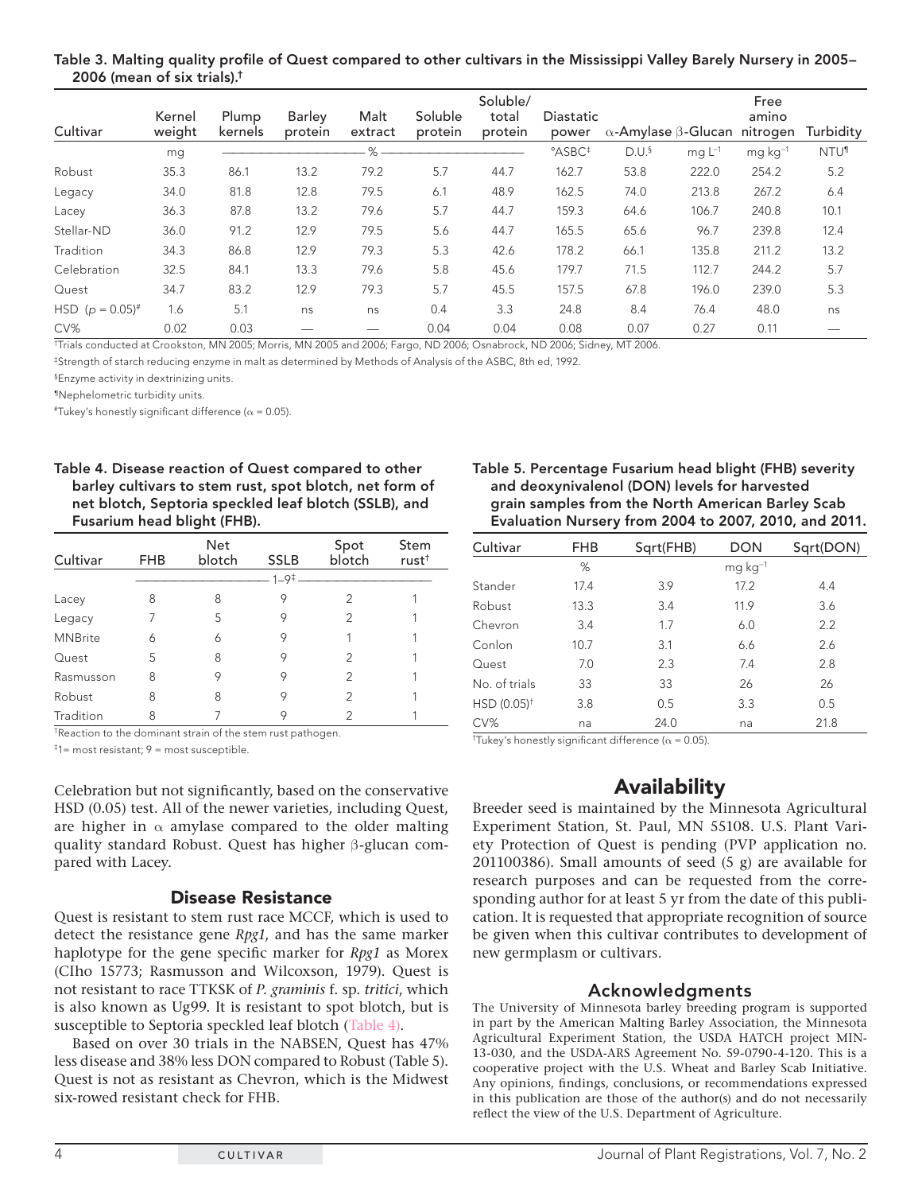**Table 3. Malting quality profile of Quest compared to other cultivars in the Mississippi Valley Barely Nursery in 2005–2006 (mean of six trials).†**

| Cultivar | Kernel weight | Plump kernels | Barley protein | Malt extract | Soluble protein | Soluble/total protein | Diastatic power | α-Amylase | β-Glucan | Free amino nitrogen | Turbidity |
|---|---|---|---|---|---|---|---|---|---|---|---|
| | mg | % | | | | | °ASBC‡ | D.U.§ | mg L$^{-1}$ | mg kg$^{-1}$ | NTU¶ |
| Robust | 35.3 | 86.1 | 13.2 | 79.2 | 5.7 | 44.7 | 162.7 | 53.8 | 222.0 | 254.2 | 5.2 |
| Legacy | 34.0 | 81.8 | 12.8 | 79.5 | 6.1 | 48.9 | 162.5 | 74.0 | 213.8 | 267.2 | 6.4 |
| Lacey | 36.3 | 87.8 | 13.2 | 79.6 | 5.7 | 44.7 | 159.3 | 64.6 | 106.7 | 240.8 | 10.1 |
| Stellar-ND | 36.0 | 91.2 | 12.9 | 79.5 | 5.6 | 44.7 | 165.5 | 65.6 | 96.7 | 239.8 | 12.4 |
| Tradition | 34.3 | 86.8 | 12.9 | 79.3 | 5.3 | 42.6 | 178.2 | 66.1 | 135.8 | 211.2 | 13.2 |
| Celebration | 32.5 | 84.1 | 13.3 | 79.6 | 5.8 | 45.6 | 179.7 | 71.5 | 112.7 | 244.2 | 5.7 |
| Quest | 34.7 | 83.2 | 12.9 | 79.3 | 5.7 | 45.5 | 157.5 | 67.8 | 196.0 | 239.0 | 5.3 |
| HSD ($p = 0.05$)# | 1.6 | 5.1 | ns | ns | 0.4 | 3.3 | 24.8 | 8.4 | 76.4 | 48.0 | ns |
| CV% | 0.02 | 0.03 | — | — | 0.04 | 0.04 | 0.08 | 0.07 | 0.27 | 0.11 | — |

†Trials conducted at Crookston, MN 2005; Morris, MN 2005 and 2006; Fargo, ND 2006; Osnabrock, ND 2006; Sidney, MT 2006.

‡Strength of starch reducing enzyme in malt as determined by Methods of Analysis of the ASBC, 8th ed, 1992.

§Enzyme activity in dextrinizing units.

¶Nephelometric turbidity units.

#Tukey's honestly significant difference (α = 0.05).

**Table 4. Disease reaction of Quest compared to other barley cultivars to stem rust, spot blotch, net form of net blotch, Septoria speckled leaf blotch (SSLB), and Fusarium head blight (FHB).**

| Cultivar | FHB | Net blotch | SSLB | Spot blotch | Stem rust† |
|---|---|---|---|---|---|
| | 1–9‡ | | | | |
| Lacey | 8 | 8 | 9 | 2 | 1 |
| Legacy | 7 | 5 | 9 | 2 | 1 |
| MNBrite | 6 | 6 | 9 | 1 | 1 |
| Quest | 5 | 8 | 9 | 2 | 1 |
| Rasmusson | 8 | 9 | 9 | 2 | 1 |
| Robust | 8 | 8 | 9 | 2 | 1 |
| Tradition | 8 | 7 | 9 | 2 | 1 |

†Reaction to the dominant strain of the stem rust pathogen.

‡1= most resistant; 9 = most susceptible.

Celebration but not significantly, based on the conservative HSD (0.05) test. All of the newer varieties, including Quest, are higher in α amylase compared to the older malting quality standard Robust. Quest has higher β-glucan compared with Lacey.

## Disease Resistance

Quest is resistant to stem rust race MCCF, which is used to detect the resistance gene *Rpg1*, and has the same marker haplotype for the gene specific marker for *Rpg1* as Morex (CIho 15773; Rasmusson and Wilcoxson, 1979). Quest is not resistant to race TTKSK of *P. graminis* f. sp. *tritici*, which is also known as Ug99. It is resistant to spot blotch, but is susceptible to Septoria speckled leaf blotch (Table 4).

Based on over 30 trials in the NABSEN, Quest has 47% less disease and 38% less DON compared to Robust (Table 5). Quest is not as resistant as Chevron, which is the Midwest six-rowed resistant check for FHB.

**Table 5. Percentage Fusarium head blight (FHB) severity and deoxynivalenol (DON) levels for harvested grain samples from the North American Barley Scab Evaluation Nursery from 2004 to 2007, 2010, and 2011.**

| Cultivar | FHB | Sqrt(FHB) | DON | Sqrt(DON) |
|---|---|---|---|---|
| | % | | mg kg$^{-1}$ | |
| Stander | 17.4 | 3.9 | 17.2 | 4.4 |
| Robust | 13.3 | 3.4 | 11.9 | 3.6 |
| Chevron | 3.4 | 1.7 | 6.0 | 2.2 |
| Conlon | 10.7 | 3.1 | 6.6 | 2.6 |
| Quest | 7.0 | 2.3 | 7.4 | 2.8 |
| No. of trials | 33 | 33 | 26 | 26 |
| HSD (0.05)† | 3.8 | 0.5 | 3.3 | 0.5 |
| CV% | na | 24.0 | na | 21.8 |

†Tukey's honestly significant difference (α = 0.05).

## Availability

Breeder seed is maintained by the Minnesota Agricultural Experiment Station, St. Paul, MN 55108. U.S. Plant Variety Protection of Quest is pending (PVP application no. 201100386). Small amounts of seed (5 g) are available for research purposes and can be requested from the corresponding author for at least 5 yr from the date of this publication. It is requested that appropriate recognition of source be given when this cultivar contributes to development of new germplasm or cultivars.

## Acknowledgments

The University of Minnesota barley breeding program is supported in part by the American Malting Barley Association, the Minnesota Agricultural Experiment Station, the USDA HATCH project MIN-13-030, and the USDA-ARS Agreement No. 59-0790-4-120. This is a cooperative project with the U.S. Wheat and Barley Scab Initiative. Any opinions, findings, conclusions, or recommendations expressed in this publication are those of the author(s) and do not necessarily reflect the view of the U.S. Department of Agriculture.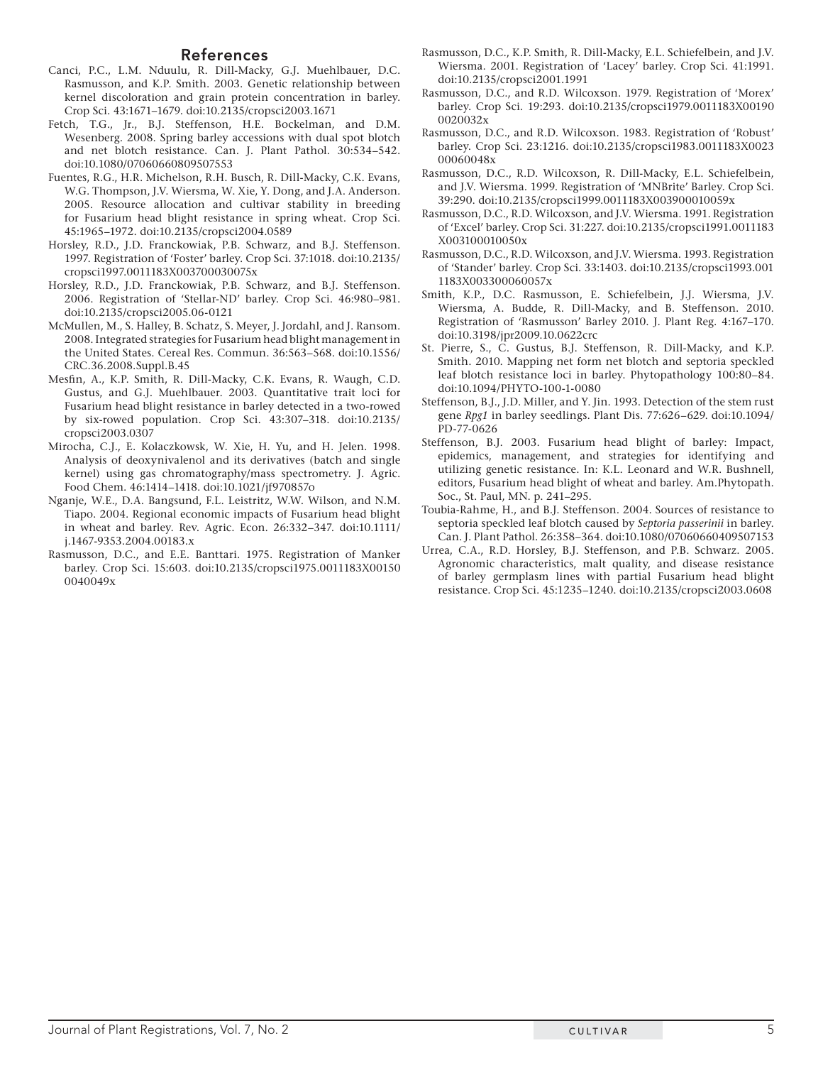## References

Canci, P.C., L.M. Nduulu, R. Dill-Macky, G.J. Muehlbauer, D.C. Rasmusson, and K.P. Smith. 2003. Genetic relationship between kernel discoloration and grain protein concentration in barley. Crop Sci. 43:1671–1679. doi:10.2135/cropsci2003.1671

Fetch, T.G., Jr., B.J. Steffenson, H.E. Bockelman, and D.M. Wesenberg. 2008. Spring barley accessions with dual spot blotch and net blotch resistance. Can. J. Plant Pathol. 30:534–542. doi:10.1080/07060660809507553

Fuentes, R.G., H.R. Michelson, R.H. Busch, R. Dill-Macky, C.K. Evans, W.G. Thompson, J.V. Wiersma, W. Xie, Y. Dong, and J.A. Anderson. 2005. Resource allocation and cultivar stability in breeding for Fusarium head blight resistance in spring wheat. Crop Sci. 45:1965–1972. doi:10.2135/cropsci2004.0589

Horsley, R.D., J.D. Franckowiak, P.B. Schwarz, and B.J. Steffenson. 1997. Registration of 'Foster' barley. Crop Sci. 37:1018. doi:10.2135/cropsci1997.0011183X003700030075x

Horsley, R.D., J.D. Franckowiak, P.B. Schwarz, and B.J. Steffenson. 2006. Registration of 'Stellar-ND' barley. Crop Sci. 46:980–981. doi:10.2135/cropsci2005.06-0121

McMullen, M., S. Halley, B. Schatz, S. Meyer, J. Jordahl, and J. Ransom. 2008. Integrated strategies for Fusarium head blight management in the United States. Cereal Res. Commun. 36:563–568. doi:10.1556/CRC.36.2008.Suppl.B.45

Mesfin, A., K.P. Smith, R. Dill-Macky, C.K. Evans, R. Waugh, C.D. Gustus, and G.J. Muehlbauer. 2003. Quantitative trait loci for Fusarium head blight resistance in barley detected in a two-rowed by six-rowed population. Crop Sci. 43:307–318. doi:10.2135/cropsci2003.0307

Mirocha, C.J., E. Kolaczkowsk, W. Xie, H. Yu, and H. Jelen. 1998. Analysis of deoxynivalenol and its derivatives (batch and single kernel) using gas chromatography/mass spectrometry. J. Agric. Food Chem. 46:1414–1418. doi:10.1021/jf970857o

Nganje, W.E., D.A. Bangsund, F.L. Leistritz, W.W. Wilson, and N.M. Tiapo. 2004. Regional economic impacts of Fusarium head blight in wheat and barley. Rev. Agric. Econ. 26:332–347. doi:10.1111/j.1467-9353.2004.00183.x

Rasmusson, D.C., and E.E. Banttari. 1975. Registration of Manker barley. Crop Sci. 15:603. doi:10.2135/cropsci1975.0011183X001500040049x

Rasmusson, D.C., K.P. Smith, R. Dill-Macky, E.L. Schiefelbein, and J.V. Wiersma. 2001. Registration of 'Lacey' barley. Crop Sci. 41:1991. doi:10.2135/cropsci2001.1991

Rasmusson, D.C., and R.D. Wilcoxson. 1979. Registration of 'Morex' barley. Crop Sci. 19:293. doi:10.2135/cropsci1979.0011183X001900020032x

Rasmusson, D.C., and R.D. Wilcoxson. 1983. Registration of 'Robust' barley. Crop Sci. 23:1216. doi:10.2135/cropsci1983.0011183X002300060048x

Rasmusson, D.C., R.D. Wilcoxson, R. Dill-Macky, E.L. Schiefelbein, and J.V. Wiersma. 1999. Registration of 'MNBrite' Barley. Crop Sci. 39:290. doi:10.2135/cropsci1999.0011183X003900010059x

Rasmusson, D.C., R.D. Wilcoxson, and J.V. Wiersma. 1991. Registration of 'Excel' barley. Crop Sci. 31:227. doi:10.2135/cropsci1991.0011183X003100010050x

Rasmusson, D.C., R.D. Wilcoxson, and J.V. Wiersma. 1993. Registration of 'Stander' barley. Crop Sci. 33:1403. doi:10.2135/cropsci1993.0011183X003300060057x

Smith, K.P., D.C. Rasmusson, E. Schiefelbein, J.J. Wiersma, J.V. Wiersma, A. Budde, R. Dill-Macky, and B. Steffenson. 2010. Registration of 'Rasmusson' Barley 2010. J. Plant Reg. 4:167–170. doi:10.3198/jpr2009.10.0622crc

St. Pierre, S., C. Gustus, B.J. Steffenson, R. Dill-Macky, and K.P. Smith. 2010. Mapping net form net blotch and septoria speckled leaf blotch resistance loci in barley. Phytopathology 100:80–84. doi:10.1094/PHYTO-100-1-0080

Steffenson, B.J., J.D. Miller, and Y. Jin. 1993. Detection of the stem rust gene *Rpg1* in barley seedlings. Plant Dis. 77:626–629. doi:10.1094/PD-77-0626

Steffenson, B.J. 2003. Fusarium head blight of barley: Impact, epidemics, management, and strategies for identifying and utilizing genetic resistance. In: K.L. Leonard and W.R. Bushnell, editors, Fusarium head blight of wheat and barley. Am.Phytopath. Soc., St. Paul, MN. p. 241–295.

Toubia-Rahme, H., and B.J. Steffenson. 2004. Sources of resistance to septoria speckled leaf blotch caused by *Septoria passerinii* in barley. Can. J. Plant Pathol. 26:358–364. doi:10.1080/07060660409507153

Urrea, C.A., R.D. Horsley, B.J. Steffenson, and P.B. Schwarz. 2005. Agronomic characteristics, malt quality, and disease resistance of barley germplasm lines with partial Fusarium head blight resistance. Crop Sci. 45:1235–1240. doi:10.2135/cropsci2003.0608